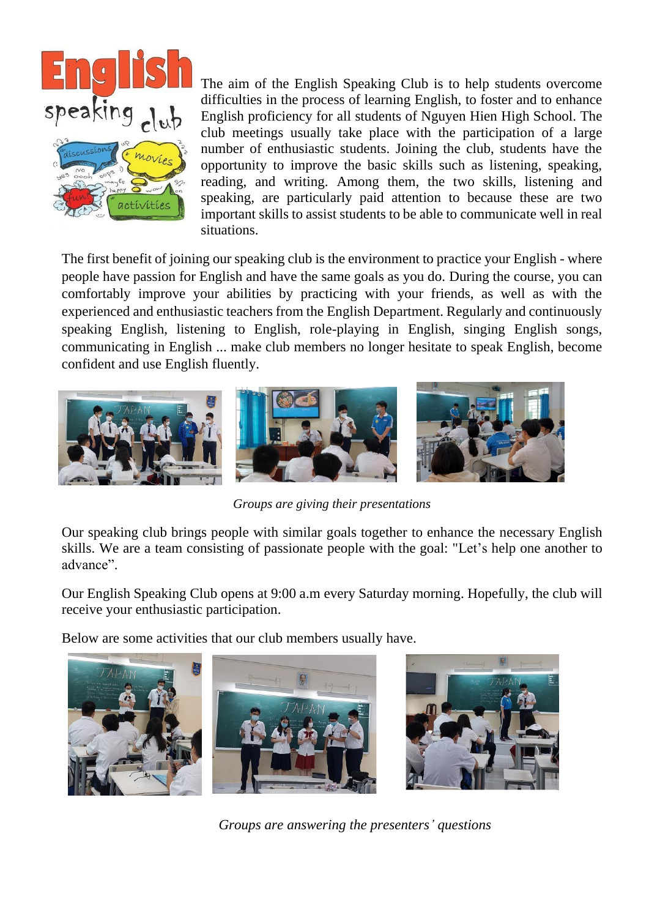The aim of the English Speaking Club is to help students overcome difficulties in the process of learning English, to foster and to enhance English proficiency for all students of Nguyen Hien High School. The club meetings usually take place with the participation of a large number of enthusiastic students. Joining the club, students have the opportunity to improve the basic skills such as listening, speaking, reading, and writing. Among them, the two skills, listening and speaking, are particularly paid attention to because these are two important skills to assist students to be able to communicate well in real situations.

The first benefit of joining our speaking club is the environment to practice your English - where people have passion for English and have the same goals as you do. During the course, you can comfortably improve your abilities by practicing with your friends, as well as with the experienced and enthusiastic teachers from the English Department. Regularly and continuously speaking English, listening to English, role-playing in English, singing English songs, communicating in English ... make club members no longer hesitate to speak English, become confident and use English fluently.

*Groups are giving their presentations*

Our speaking club brings people with similar goals together to enhance the necessary English skills. We are a team consisting of passionate people with the goal: "Let's help one another to advance".

Our English Speaking Club opens at 9:00 a.m every Saturday morning. Hopefully, the club will receive your enthusiastic participation.

Below are some activities that our club members usually have.

*Groups are answering the presenters' questions*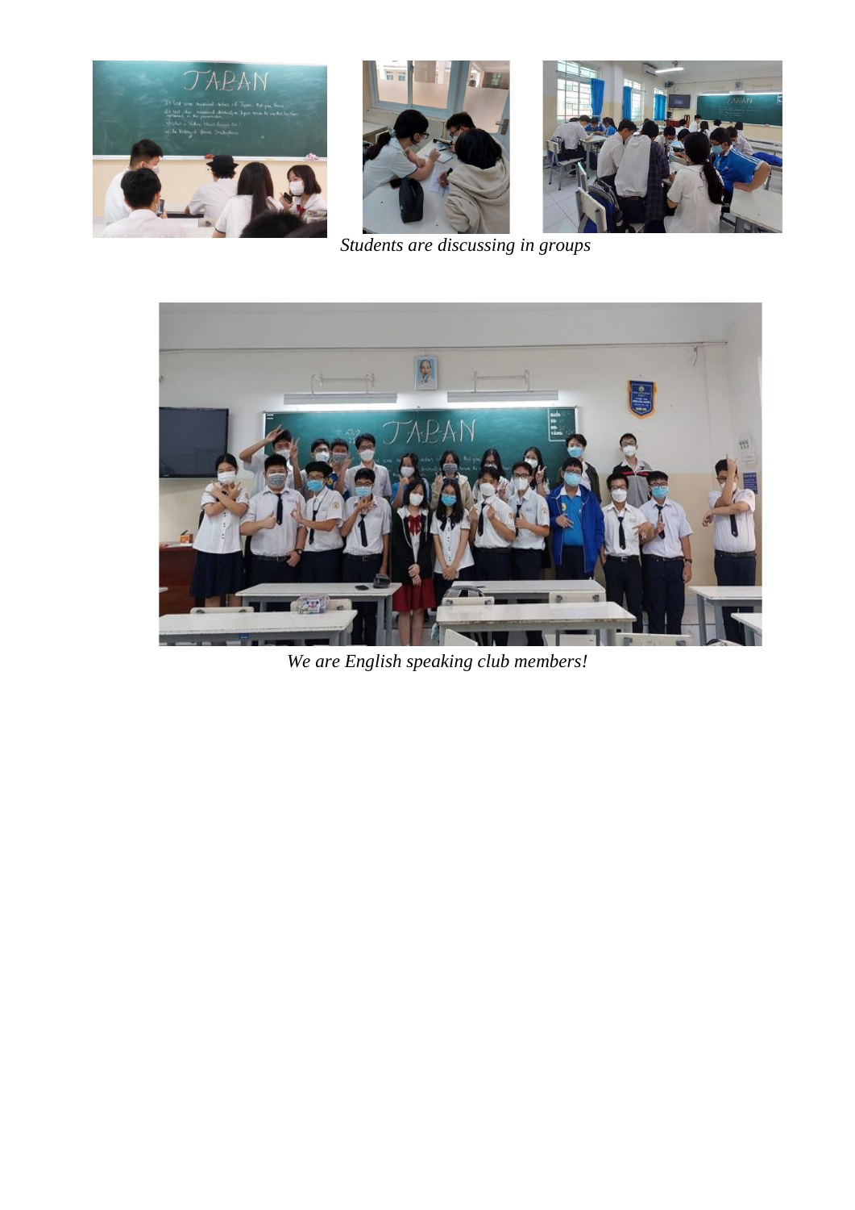*Students are discussing in groups*

*We are English speaking club members!*